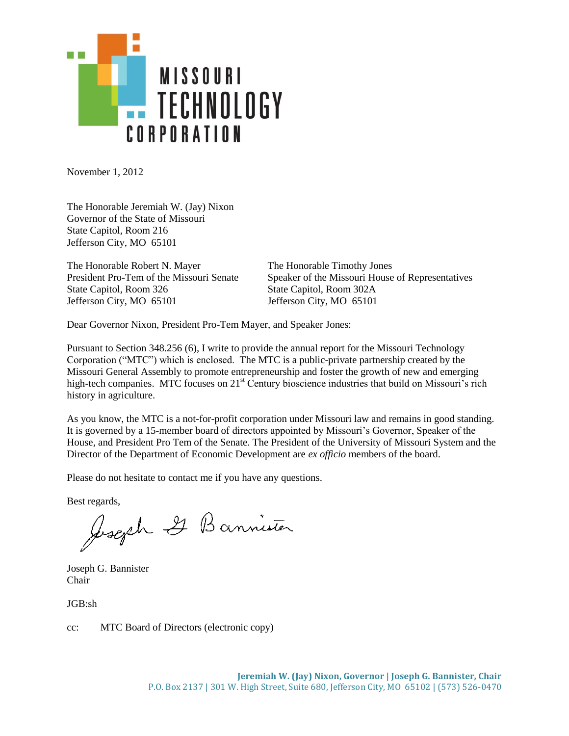MISSOURI TECHNOLOGY CORPORATION

November 1, 2012

The Honorable Jeremiah W. (Jay) Nixon
Governor of the State of Missouri
State Capitol, Room 216
Jefferson City, MO 65101

The Honorable Robert N. Mayer
President Pro-Tem of the Missouri Senate
State Capitol, Room 326
Jefferson City, MO 65101

The Honorable Timothy Jones
Speaker of the Missouri House of Representatives
State Capitol, Room 302A
Jefferson City, MO 65101

Dear Governor Nixon, President Pro-Tem Mayer, and Speaker Jones:

Pursuant to Section 348.256 (6), I write to provide the annual report for the Missouri Technology Corporation ("MTC") which is enclosed. The MTC is a public-private partnership created by the Missouri General Assembly to promote entrepreneurship and foster the growth of new and emerging high-tech companies. MTC focuses on 21st Century bioscience industries that build on Missouri's rich history in agriculture.

As you know, the MTC is a not-for-profit corporation under Missouri law and remains in good standing. It is governed by a 15-member board of directors appointed by Missouri's Governor, Speaker of the House, and President Pro Tem of the Senate. The President of the University of Missouri System and the Director of the Department of Economic Development are *ex officio* members of the board.

Please do not hesitate to contact me if you have any questions.

Best regards,

Joseph G. Bannister

Joseph G. Bannister
Chair

JGB:sh

cc: MTC Board of Directors (electronic copy)

**Jeremiah W. (Jay) Nixon, Governor | Joseph G. Bannister, Chair**
P.O. Box 2137 | 301 W. High Street, Suite 680, Jefferson City, MO 65102 | (573) 526-0470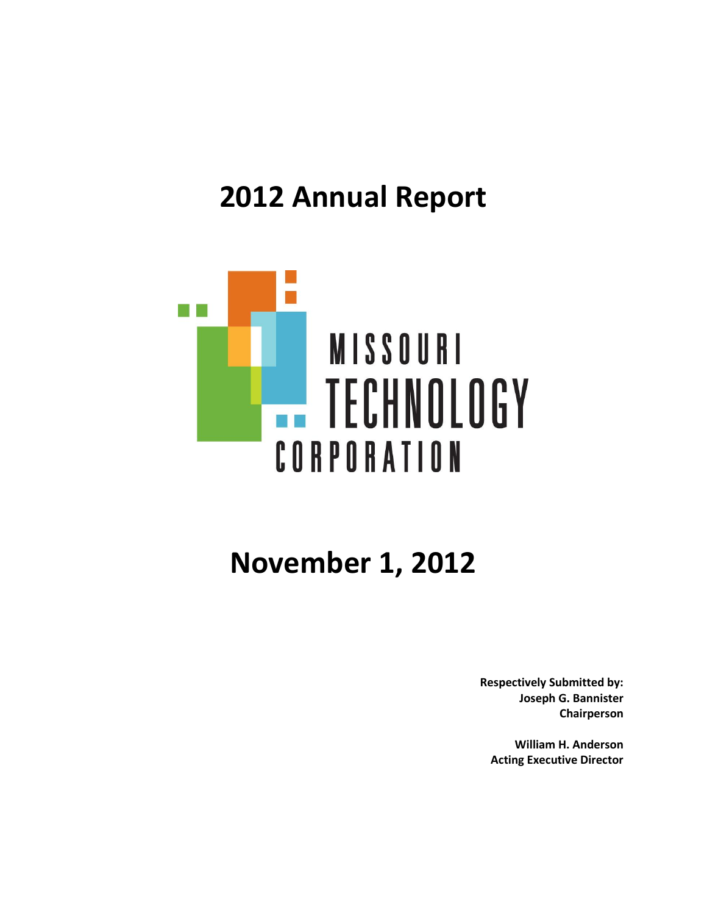# 2012 Annual Report

MISSOURI TECHNOLOGY CORPORATION

# November 1, 2012

**Respectively Submitted by:**
**Joseph G. Bannister**
**Chairperson**

**William H. Anderson**
**Acting Executive Director**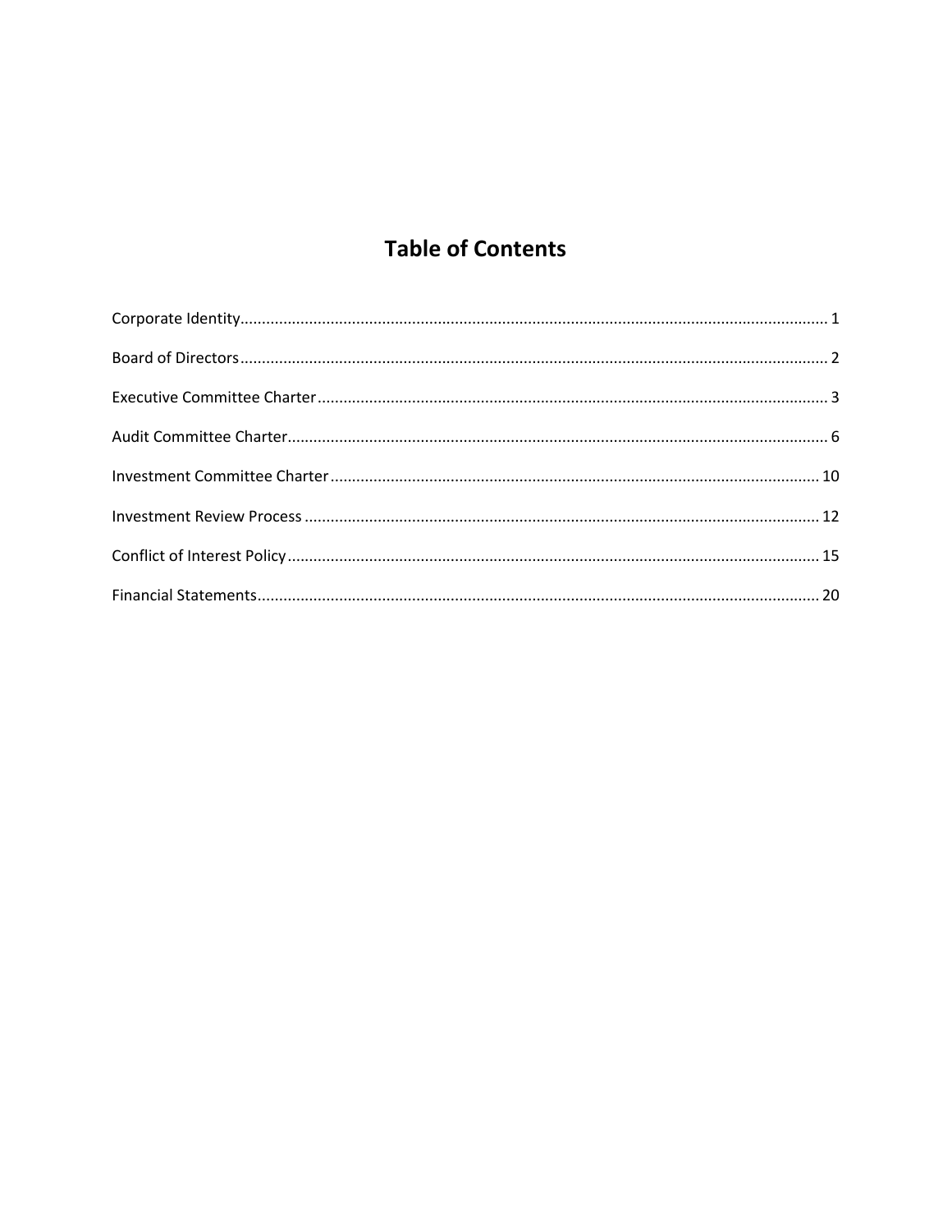# Table of Contents

Corporate Identity........................................................................................................................................ 1

Board of Directors........................................................................................................................................ 2

Executive Committee Charter...................................................................................................................... 3

Audit Committee Charter............................................................................................................................. 6

Investment Committee Charter.................................................................................................................. 10

Investment Review Process ....................................................................................................................... 12

Conflict of Interest Policy........................................................................................................................... 15

Financial Statements.................................................................................................................................. 20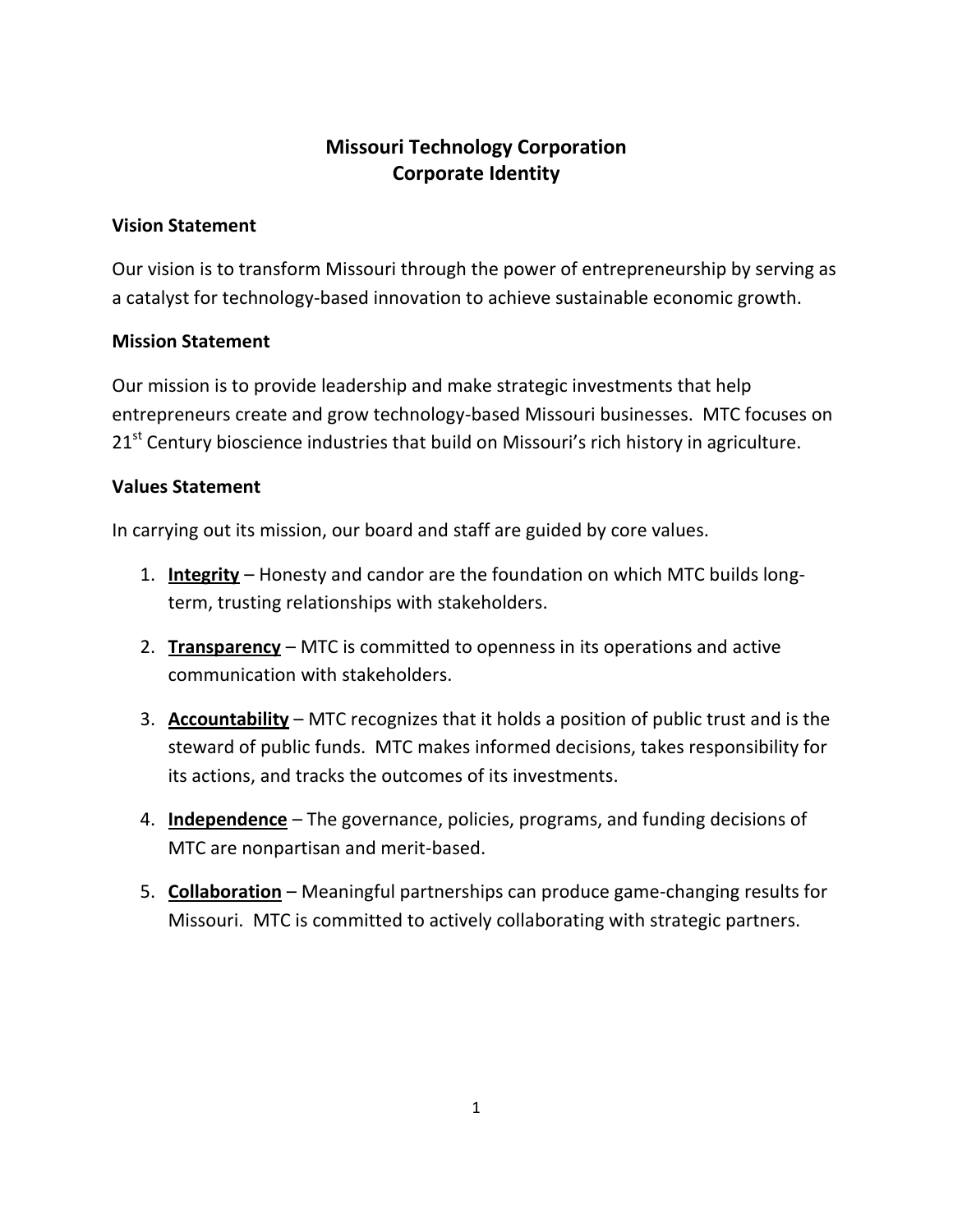# Missouri Technology Corporation
# Corporate Identity

### Vision Statement

Our vision is to transform Missouri through the power of entrepreneurship by serving as a catalyst for technology-based innovation to achieve sustainable economic growth.

### Mission Statement

Our mission is to provide leadership and make strategic investments that help entrepreneurs create and grow technology-based Missouri businesses. MTC focuses on 21st Century bioscience industries that build on Missouri's rich history in agriculture.

### Values Statement

In carrying out its mission, our board and staff are guided by core values.

1. **Integrity** – Honesty and candor are the foundation on which MTC builds long-term, trusting relationships with stakeholders.

2. **Transparency** – MTC is committed to openness in its operations and active communication with stakeholders.

3. **Accountability** – MTC recognizes that it holds a position of public trust and is the steward of public funds. MTC makes informed decisions, takes responsibility for its actions, and tracks the outcomes of its investments.

4. **Independence** – The governance, policies, programs, and funding decisions of MTC are nonpartisan and merit-based.

5. **Collaboration** – Meaningful partnerships can produce game-changing results for Missouri. MTC is committed to actively collaborating with strategic partners.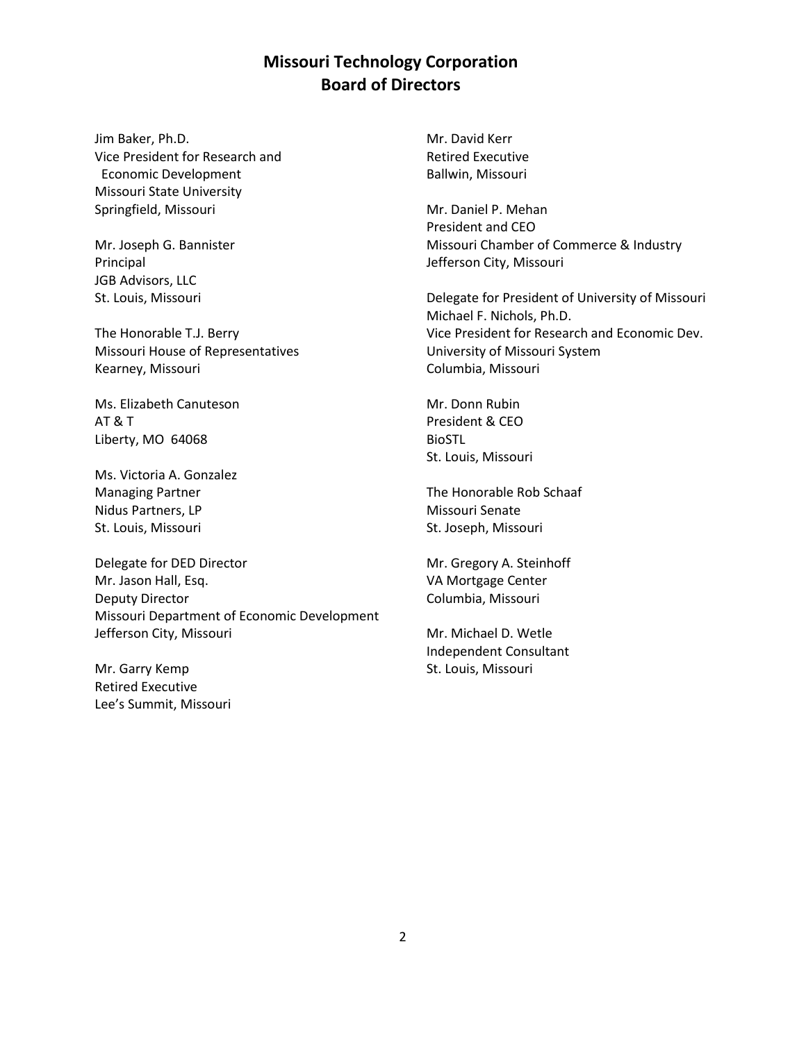# Missouri Technology Corporation
# Board of Directors

Jim Baker, Ph.D.
Vice President for Research and
Economic Development
Missouri State University
Springfield, Missouri

Mr. Joseph G. Bannister
Principal
JGB Advisors, LLC
St. Louis, Missouri

The Honorable T.J. Berry
Missouri House of Representatives
Kearney, Missouri

Ms. Elizabeth Canuteson
AT & T
Liberty, MO 64068

Ms. Victoria A. Gonzalez
Managing Partner
Nidus Partners, LP
St. Louis, Missouri

Delegate for DED Director
Mr. Jason Hall, Esq.
Deputy Director
Missouri Department of Economic Development
Jefferson City, Missouri

Mr. Garry Kemp
Retired Executive
Lee's Summit, Missouri

Mr. David Kerr
Retired Executive
Ballwin, Missouri

Mr. Daniel P. Mehan
President and CEO
Missouri Chamber of Commerce & Industry
Jefferson City, Missouri

Delegate for President of University of Missouri
Michael F. Nichols, Ph.D.
Vice President for Research and Economic Dev.
University of Missouri System
Columbia, Missouri

Mr. Donn Rubin
President & CEO
BioSTL
St. Louis, Missouri

The Honorable Rob Schaaf
Missouri Senate
St. Joseph, Missouri

Mr. Gregory A. Steinhoff
VA Mortgage Center
Columbia, Missouri

Mr. Michael D. Wetle
Independent Consultant
St. Louis, Missouri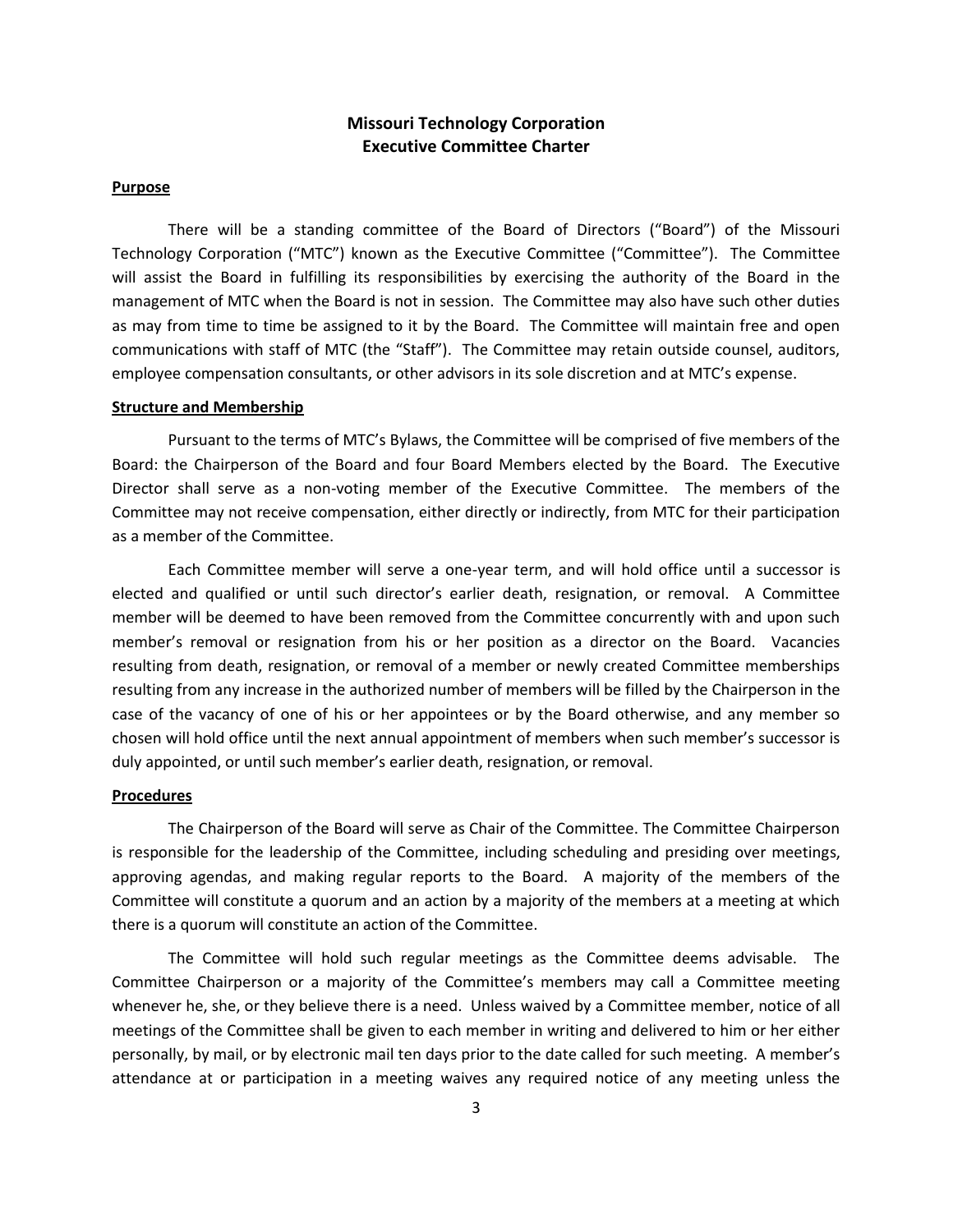# Missouri Technology Corporation
## Executive Committee Charter

**Purpose**

There will be a standing committee of the Board of Directors ("Board") of the Missouri Technology Corporation ("MTC") known as the Executive Committee ("Committee"). The Committee will assist the Board in fulfilling its responsibilities by exercising the authority of the Board in the management of MTC when the Board is not in session. The Committee may also have such other duties as may from time to time be assigned to it by the Board. The Committee will maintain free and open communications with staff of MTC (the "Staff"). The Committee may retain outside counsel, auditors, employee compensation consultants, or other advisors in its sole discretion and at MTC's expense.

**Structure and Membership**

Pursuant to the terms of MTC's Bylaws, the Committee will be comprised of five members of the Board: the Chairperson of the Board and four Board Members elected by the Board. The Executive Director shall serve as a non-voting member of the Executive Committee. The members of the Committee may not receive compensation, either directly or indirectly, from MTC for their participation as a member of the Committee.

Each Committee member will serve a one-year term, and will hold office until a successor is elected and qualified or until such director's earlier death, resignation, or removal. A Committee member will be deemed to have been removed from the Committee concurrently with and upon such member's removal or resignation from his or her position as a director on the Board. Vacancies resulting from death, resignation, or removal of a member or newly created Committee memberships resulting from any increase in the authorized number of members will be filled by the Chairperson in the case of the vacancy of one of his or her appointees or by the Board otherwise, and any member so chosen will hold office until the next annual appointment of members when such member's successor is duly appointed, or until such member's earlier death, resignation, or removal.

**Procedures**

The Chairperson of the Board will serve as Chair of the Committee. The Committee Chairperson is responsible for the leadership of the Committee, including scheduling and presiding over meetings, approving agendas, and making regular reports to the Board. A majority of the members of the Committee will constitute a quorum and an action by a majority of the members at a meeting at which there is a quorum will constitute an action of the Committee.

The Committee will hold such regular meetings as the Committee deems advisable. The Committee Chairperson or a majority of the Committee's members may call a Committee meeting whenever he, she, or they believe there is a need. Unless waived by a Committee member, notice of all meetings of the Committee shall be given to each member in writing and delivered to him or her either personally, by mail, or by electronic mail ten days prior to the date called for such meeting. A member's attendance at or participation in a meeting waives any required notice of any meeting unless the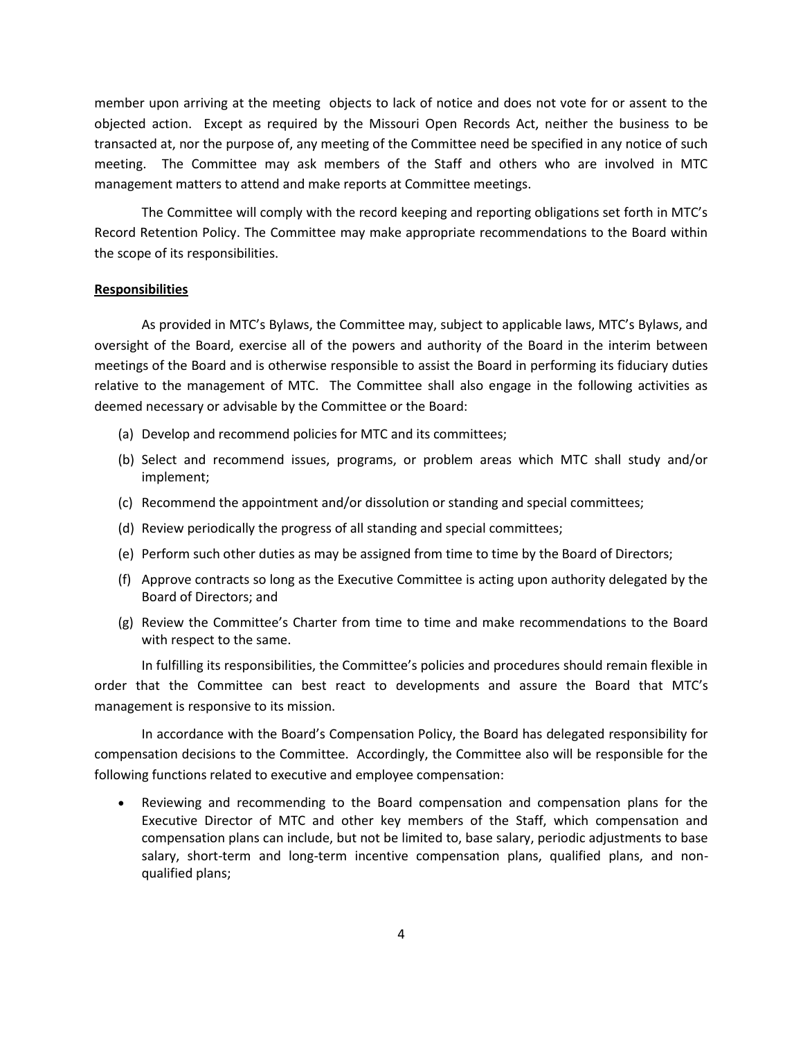member upon arriving at the meeting objects to lack of notice and does not vote for or assent to the objected action. Except as required by the Missouri Open Records Act, neither the business to be transacted at, nor the purpose of, any meeting of the Committee need be specified in any notice of such meeting. The Committee may ask members of the Staff and others who are involved in MTC management matters to attend and make reports at Committee meetings.

The Committee will comply with the record keeping and reporting obligations set forth in MTC's Record Retention Policy. The Committee may make appropriate recommendations to the Board within the scope of its responsibilities.

**Responsibilities**

As provided in MTC's Bylaws, the Committee may, subject to applicable laws, MTC's Bylaws, and oversight of the Board, exercise all of the powers and authority of the Board in the interim between meetings of the Board and is otherwise responsible to assist the Board in performing its fiduciary duties relative to the management of MTC. The Committee shall also engage in the following activities as deemed necessary or advisable by the Committee or the Board:

(a) Develop and recommend policies for MTC and its committees;

(b) Select and recommend issues, programs, or problem areas which MTC shall study and/or implement;

(c) Recommend the appointment and/or dissolution or standing and special committees;

(d) Review periodically the progress of all standing and special committees;

(e) Perform such other duties as may be assigned from time to time by the Board of Directors;

(f) Approve contracts so long as the Executive Committee is acting upon authority delegated by the Board of Directors; and

(g) Review the Committee's Charter from time to time and make recommendations to the Board with respect to the same.

In fulfilling its responsibilities, the Committee's policies and procedures should remain flexible in order that the Committee can best react to developments and assure the Board that MTC's management is responsive to its mission.

In accordance with the Board's Compensation Policy, the Board has delegated responsibility for compensation decisions to the Committee. Accordingly, the Committee also will be responsible for the following functions related to executive and employee compensation:

- Reviewing and recommending to the Board compensation and compensation plans for the Executive Director of MTC and other key members of the Staff, which compensation and compensation plans can include, but not be limited to, base salary, periodic adjustments to base salary, short-term and long-term incentive compensation plans, qualified plans, and non-qualified plans;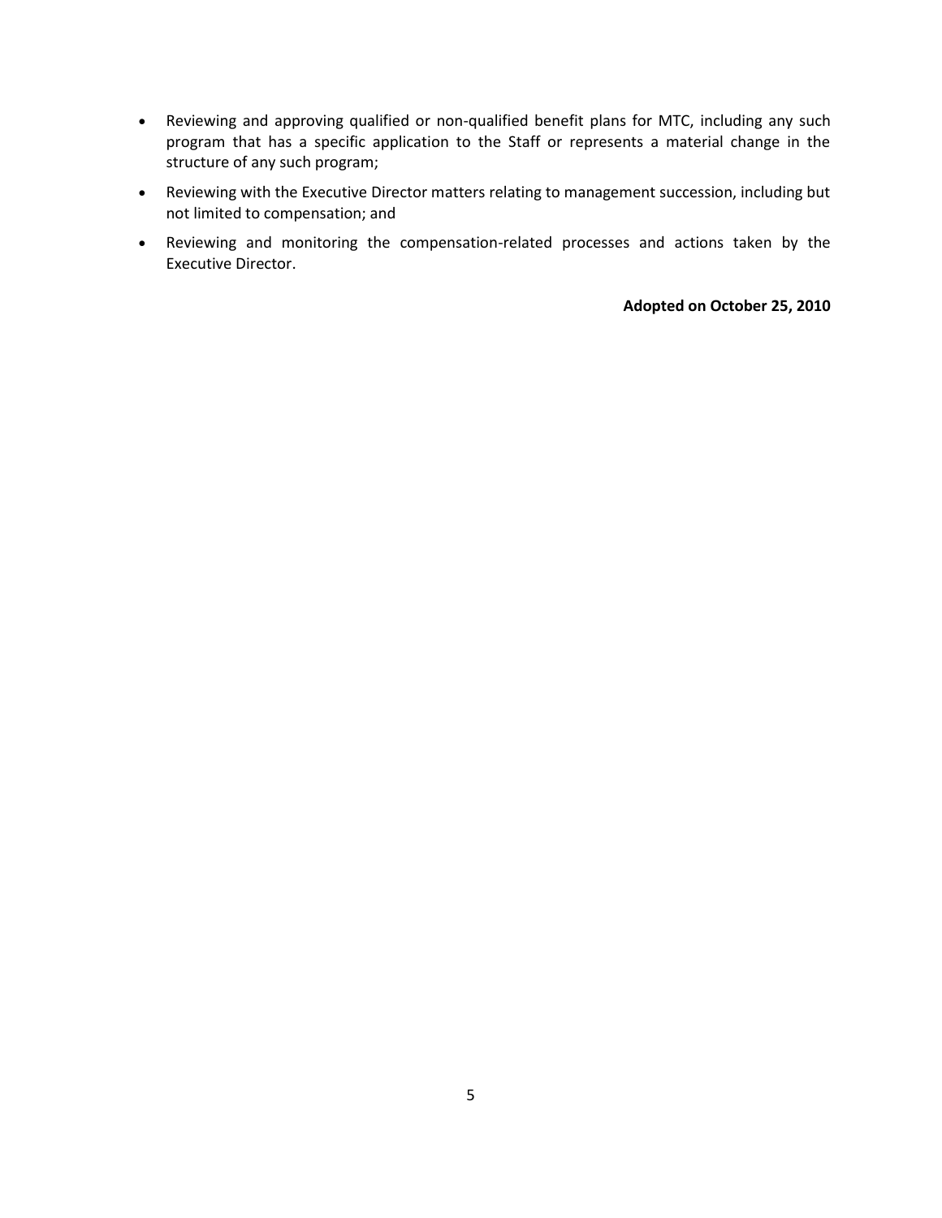- Reviewing and approving qualified or non-qualified benefit plans for MTC, including any such program that has a specific application to the Staff or represents a material change in the structure of any such program;
- Reviewing with the Executive Director matters relating to management succession, including but not limited to compensation; and
- Reviewing and monitoring the compensation-related processes and actions taken by the Executive Director.

**Adopted on October 25, 2010**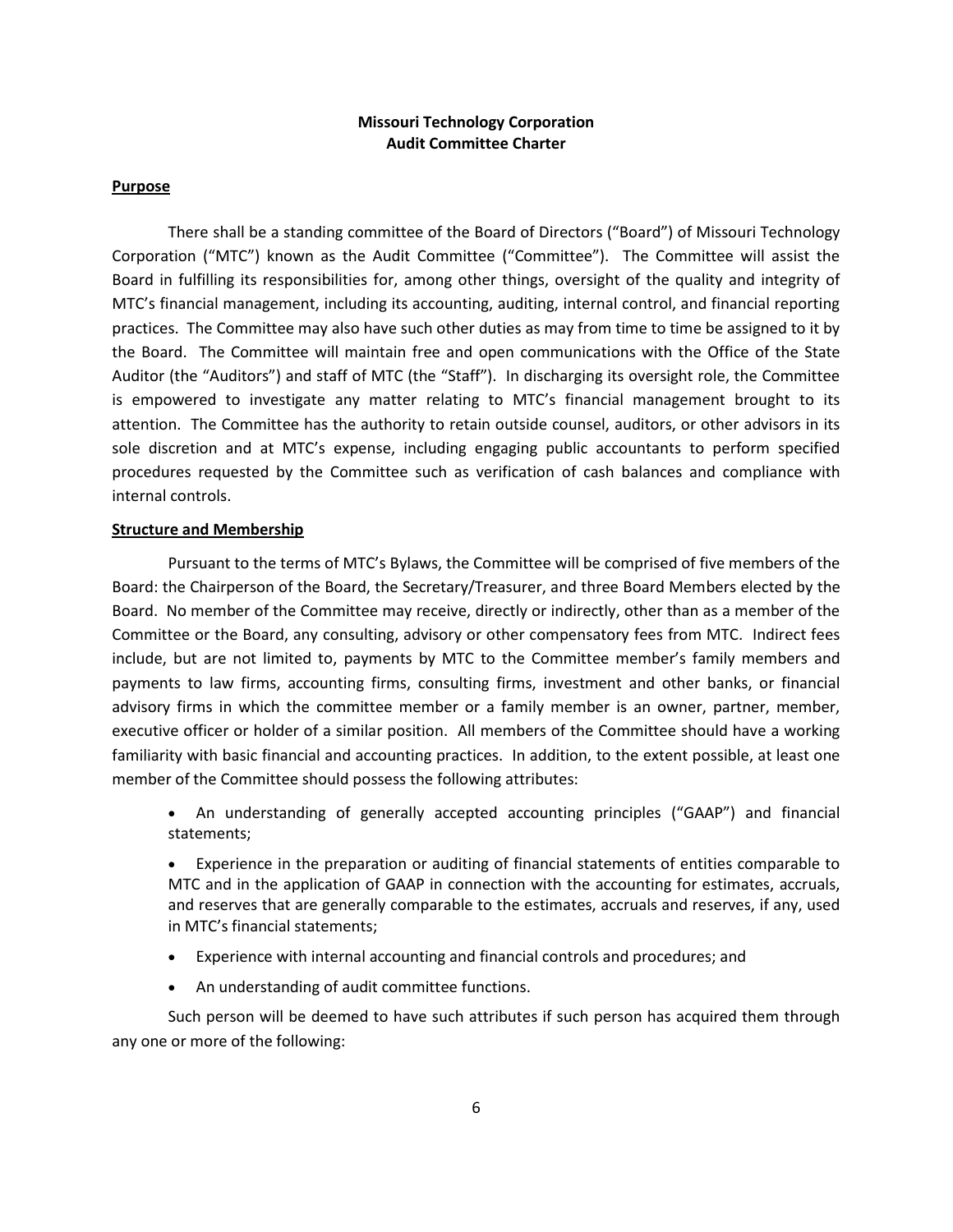**Missouri Technology Corporation**
**Audit Committee Charter**

**Purpose**

There shall be a standing committee of the Board of Directors ("Board") of Missouri Technology Corporation ("MTC") known as the Audit Committee ("Committee"). The Committee will assist the Board in fulfilling its responsibilities for, among other things, oversight of the quality and integrity of MTC's financial management, including its accounting, auditing, internal control, and financial reporting practices. The Committee may also have such other duties as may from time to time be assigned to it by the Board. The Committee will maintain free and open communications with the Office of the State Auditor (the "Auditors") and staff of MTC (the "Staff"). In discharging its oversight role, the Committee is empowered to investigate any matter relating to MTC's financial management brought to its attention. The Committee has the authority to retain outside counsel, auditors, or other advisors in its sole discretion and at MTC's expense, including engaging public accountants to perform specified procedures requested by the Committee such as verification of cash balances and compliance with internal controls.

**Structure and Membership**

Pursuant to the terms of MTC's Bylaws, the Committee will be comprised of five members of the Board: the Chairperson of the Board, the Secretary/Treasurer, and three Board Members elected by the Board. No member of the Committee may receive, directly or indirectly, other than as a member of the Committee or the Board, any consulting, advisory or other compensatory fees from MTC. Indirect fees include, but are not limited to, payments by MTC to the Committee member's family members and payments to law firms, accounting firms, consulting firms, investment and other banks, or financial advisory firms in which the committee member or a family member is an owner, partner, member, executive officer or holder of a similar position. All members of the Committee should have a working familiarity with basic financial and accounting practices. In addition, to the extent possible, at least one member of the Committee should possess the following attributes:

- An understanding of generally accepted accounting principles ("GAAP") and financial statements;
- Experience in the preparation or auditing of financial statements of entities comparable to MTC and in the application of GAAP in connection with the accounting for estimates, accruals, and reserves that are generally comparable to the estimates, accruals and reserves, if any, used in MTC's financial statements;
- Experience with internal accounting and financial controls and procedures; and
- An understanding of audit committee functions.

Such person will be deemed to have such attributes if such person has acquired them through any one or more of the following: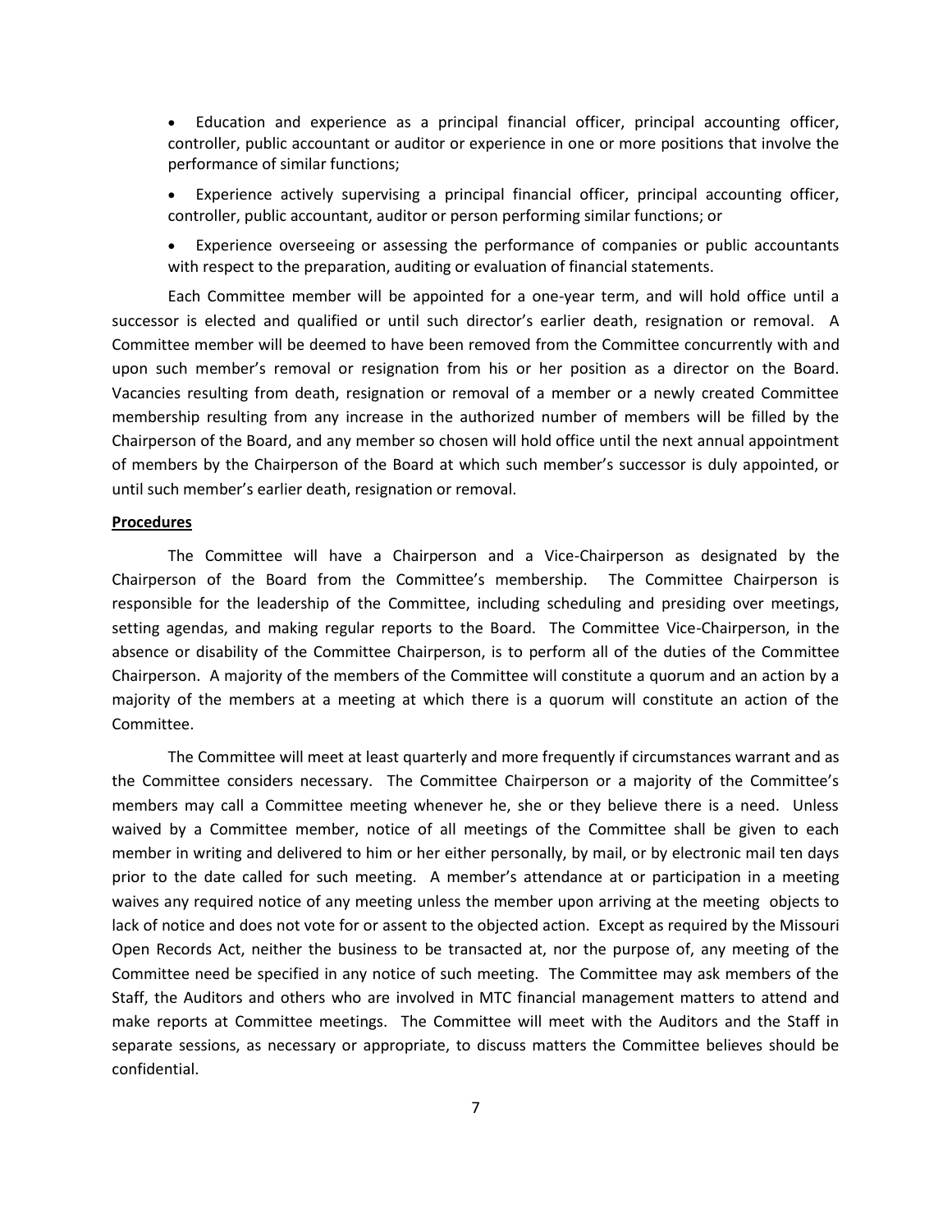- Education and experience as a principal financial officer, principal accounting officer, controller, public accountant or auditor or experience in one or more positions that involve the performance of similar functions;
- Experience actively supervising a principal financial officer, principal accounting officer, controller, public accountant, auditor or person performing similar functions; or
- Experience overseeing or assessing the performance of companies or public accountants with respect to the preparation, auditing or evaluation of financial statements.

Each Committee member will be appointed for a one-year term, and will hold office until a successor is elected and qualified or until such director's earlier death, resignation or removal. A Committee member will be deemed to have been removed from the Committee concurrently with and upon such member's removal or resignation from his or her position as a director on the Board. Vacancies resulting from death, resignation or removal of a member or a newly created Committee membership resulting from any increase in the authorized number of members will be filled by the Chairperson of the Board, and any member so chosen will hold office until the next annual appointment of members by the Chairperson of the Board at which such member's successor is duly appointed, or until such member's earlier death, resignation or removal.

**Procedures**

The Committee will have a Chairperson and a Vice-Chairperson as designated by the Chairperson of the Board from the Committee's membership. The Committee Chairperson is responsible for the leadership of the Committee, including scheduling and presiding over meetings, setting agendas, and making regular reports to the Board. The Committee Vice-Chairperson, in the absence or disability of the Committee Chairperson, is to perform all of the duties of the Committee Chairperson. A majority of the members of the Committee will constitute a quorum and an action by a majority of the members at a meeting at which there is a quorum will constitute an action of the Committee.

The Committee will meet at least quarterly and more frequently if circumstances warrant and as the Committee considers necessary. The Committee Chairperson or a majority of the Committee's members may call a Committee meeting whenever he, she or they believe there is a need. Unless waived by a Committee member, notice of all meetings of the Committee shall be given to each member in writing and delivered to him or her either personally, by mail, or by electronic mail ten days prior to the date called for such meeting. A member's attendance at or participation in a meeting waives any required notice of any meeting unless the member upon arriving at the meeting objects to lack of notice and does not vote for or assent to the objected action. Except as required by the Missouri Open Records Act, neither the business to be transacted at, nor the purpose of, any meeting of the Committee need be specified in any notice of such meeting. The Committee may ask members of the Staff, the Auditors and others who are involved in MTC financial management matters to attend and make reports at Committee meetings. The Committee will meet with the Auditors and the Staff in separate sessions, as necessary or appropriate, to discuss matters the Committee believes should be confidential.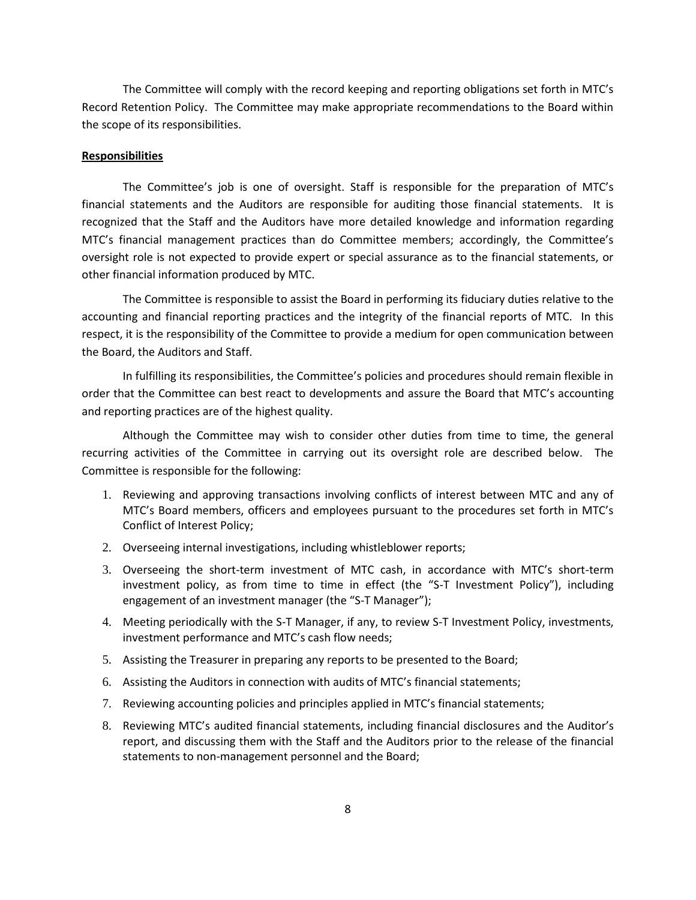The Committee will comply with the record keeping and reporting obligations set forth in MTC's Record Retention Policy. The Committee may make appropriate recommendations to the Board within the scope of its responsibilities.

**Responsibilities**

The Committee's job is one of oversight. Staff is responsible for the preparation of MTC's financial statements and the Auditors are responsible for auditing those financial statements. It is recognized that the Staff and the Auditors have more detailed knowledge and information regarding MTC's financial management practices than do Committee members; accordingly, the Committee's oversight role is not expected to provide expert or special assurance as to the financial statements, or other financial information produced by MTC.

The Committee is responsible to assist the Board in performing its fiduciary duties relative to the accounting and financial reporting practices and the integrity of the financial reports of MTC. In this respect, it is the responsibility of the Committee to provide a medium for open communication between the Board, the Auditors and Staff.

In fulfilling its responsibilities, the Committee's policies and procedures should remain flexible in order that the Committee can best react to developments and assure the Board that MTC's accounting and reporting practices are of the highest quality.

Although the Committee may wish to consider other duties from time to time, the general recurring activities of the Committee in carrying out its oversight role are described below. The Committee is responsible for the following:

1. Reviewing and approving transactions involving conflicts of interest between MTC and any of MTC's Board members, officers and employees pursuant to the procedures set forth in MTC's Conflict of Interest Policy;
2. Overseeing internal investigations, including whistleblower reports;
3. Overseeing the short-term investment of MTC cash, in accordance with MTC's short-term investment policy, as from time to time in effect (the "S-T Investment Policy"), including engagement of an investment manager (the "S-T Manager");
4. Meeting periodically with the S-T Manager, if any, to review S-T Investment Policy, investments, investment performance and MTC's cash flow needs;
5. Assisting the Treasurer in preparing any reports to be presented to the Board;
6. Assisting the Auditors in connection with audits of MTC's financial statements;
7. Reviewing accounting policies and principles applied in MTC's financial statements;
8. Reviewing MTC's audited financial statements, including financial disclosures and the Auditor's report, and discussing them with the Staff and the Auditors prior to the release of the financial statements to non-management personnel and the Board;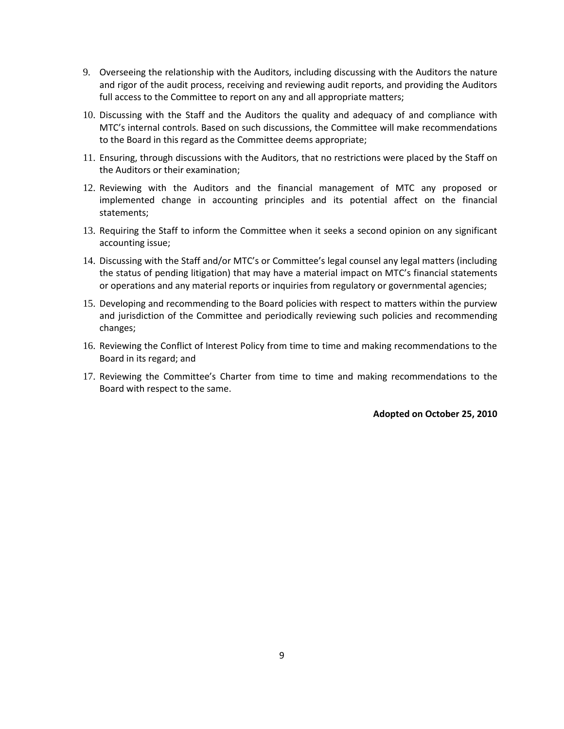9. Overseeing the relationship with the Auditors, including discussing with the Auditors the nature and rigor of the audit process, receiving and reviewing audit reports, and providing the Auditors full access to the Committee to report on any and all appropriate matters;

10. Discussing with the Staff and the Auditors the quality and adequacy of and compliance with MTC's internal controls. Based on such discussions, the Committee will make recommendations to the Board in this regard as the Committee deems appropriate;

11. Ensuring, through discussions with the Auditors, that no restrictions were placed by the Staff on the Auditors or their examination;

12. Reviewing with the Auditors and the financial management of MTC any proposed or implemented change in accounting principles and its potential affect on the financial statements;

13. Requiring the Staff to inform the Committee when it seeks a second opinion on any significant accounting issue;

14. Discussing with the Staff and/or MTC's or Committee's legal counsel any legal matters (including the status of pending litigation) that may have a material impact on MTC's financial statements or operations and any material reports or inquiries from regulatory or governmental agencies;

15. Developing and recommending to the Board policies with respect to matters within the purview and jurisdiction of the Committee and periodically reviewing such policies and recommending changes;

16. Reviewing the Conflict of Interest Policy from time to time and making recommendations to the Board in its regard; and

17. Reviewing the Committee's Charter from time to time and making recommendations to the Board with respect to the same.

**Adopted on October 25, 2010**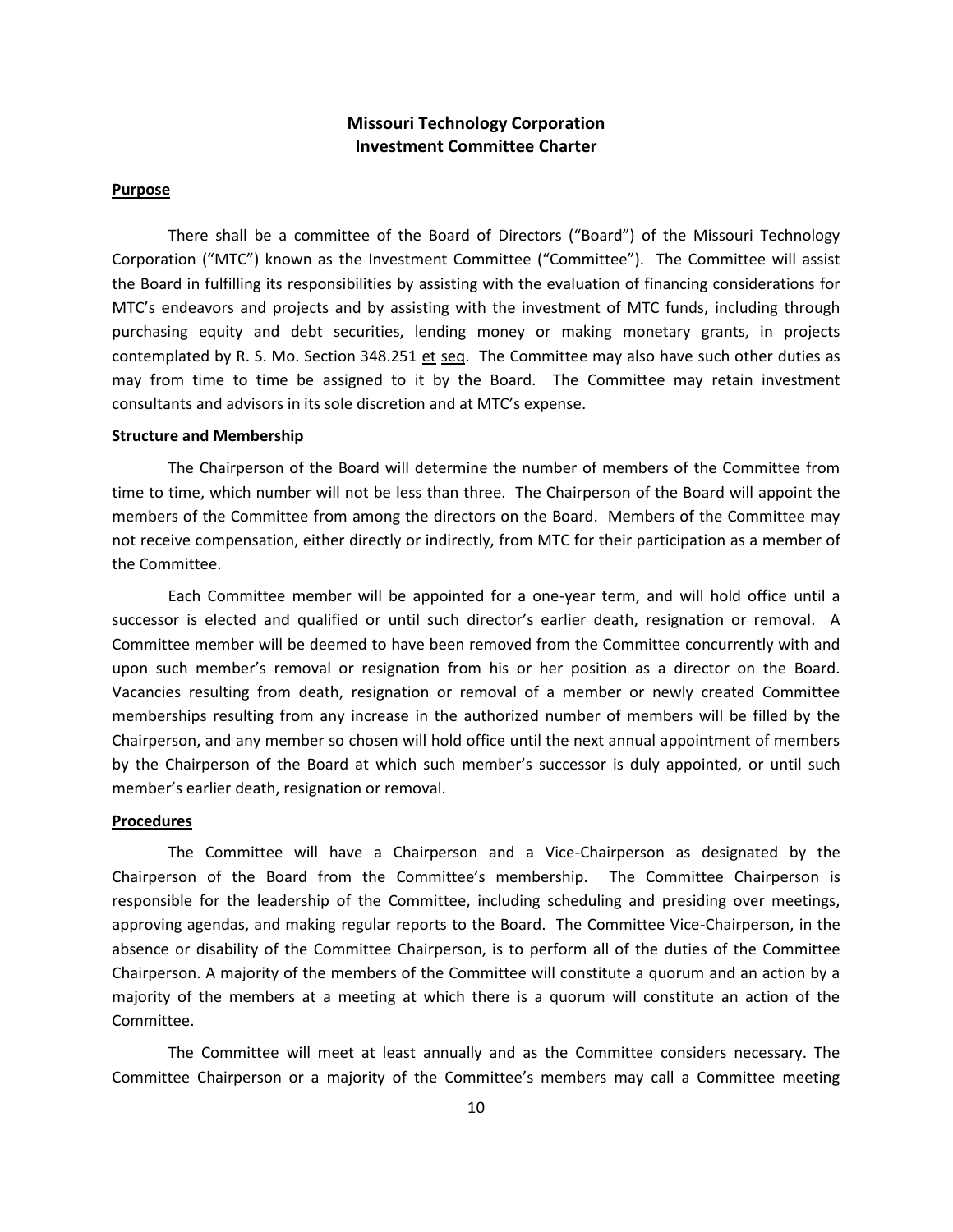# Missouri Technology Corporation
## Investment Committee Charter

**Purpose**

There shall be a committee of the Board of Directors ("Board") of the Missouri Technology Corporation ("MTC") known as the Investment Committee ("Committee"). The Committee will assist the Board in fulfilling its responsibilities by assisting with the evaluation of financing considerations for MTC's endeavors and projects and by assisting with the investment of MTC funds, including through purchasing equity and debt securities, lending money or making monetary grants, in projects contemplated by R. S. Mo. Section 348.251 et seq. The Committee may also have such other duties as may from time to time be assigned to it by the Board. The Committee may retain investment consultants and advisors in its sole discretion and at MTC's expense.

**Structure and Membership**

The Chairperson of the Board will determine the number of members of the Committee from time to time, which number will not be less than three. The Chairperson of the Board will appoint the members of the Committee from among the directors on the Board. Members of the Committee may not receive compensation, either directly or indirectly, from MTC for their participation as a member of the Committee.

Each Committee member will be appointed for a one-year term, and will hold office until a successor is elected and qualified or until such director's earlier death, resignation or removal. A Committee member will be deemed to have been removed from the Committee concurrently with and upon such member's removal or resignation from his or her position as a director on the Board. Vacancies resulting from death, resignation or removal of a member or newly created Committee memberships resulting from any increase in the authorized number of members will be filled by the Chairperson, and any member so chosen will hold office until the next annual appointment of members by the Chairperson of the Board at which such member's successor is duly appointed, or until such member's earlier death, resignation or removal.

**Procedures**

The Committee will have a Chairperson and a Vice-Chairperson as designated by the Chairperson of the Board from the Committee's membership. The Committee Chairperson is responsible for the leadership of the Committee, including scheduling and presiding over meetings, approving agendas, and making regular reports to the Board. The Committee Vice-Chairperson, in the absence or disability of the Committee Chairperson, is to perform all of the duties of the Committee Chairperson. A majority of the members of the Committee will constitute a quorum and an action by a majority of the members at a meeting at which there is a quorum will constitute an action of the Committee.

The Committee will meet at least annually and as the Committee considers necessary. The Committee Chairperson or a majority of the Committee's members may call a Committee meeting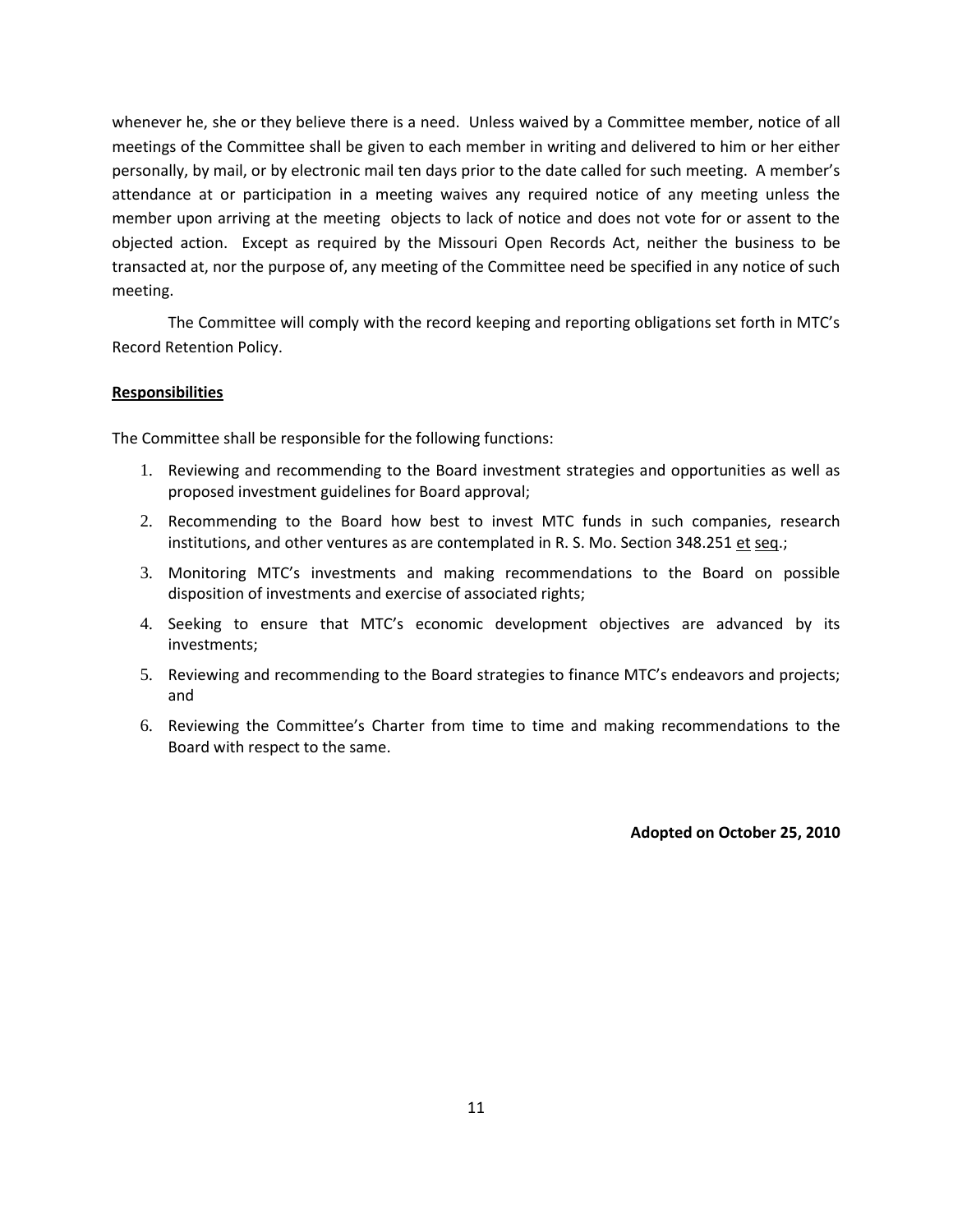whenever he, she or they believe there is a need. Unless waived by a Committee member, notice of all meetings of the Committee shall be given to each member in writing and delivered to him or her either personally, by mail, or by electronic mail ten days prior to the date called for such meeting. A member's attendance at or participation in a meeting waives any required notice of any meeting unless the member upon arriving at the meeting objects to lack of notice and does not vote for or assent to the objected action. Except as required by the Missouri Open Records Act, neither the business to be transacted at, nor the purpose of, any meeting of the Committee need be specified in any notice of such meeting.

The Committee will comply with the record keeping and reporting obligations set forth in MTC's Record Retention Policy.

**Responsibilities**

The Committee shall be responsible for the following functions:

1. Reviewing and recommending to the Board investment strategies and opportunities as well as proposed investment guidelines for Board approval;
2. Recommending to the Board how best to invest MTC funds in such companies, research institutions, and other ventures as are contemplated in R. S. Mo. Section 348.251 et seq.;
3. Monitoring MTC's investments and making recommendations to the Board on possible disposition of investments and exercise of associated rights;
4. Seeking to ensure that MTC's economic development objectives are advanced by its investments;
5. Reviewing and recommending to the Board strategies to finance MTC's endeavors and projects; and
6. Reviewing the Committee's Charter from time to time and making recommendations to the Board with respect to the same.

**Adopted on October 25, 2010**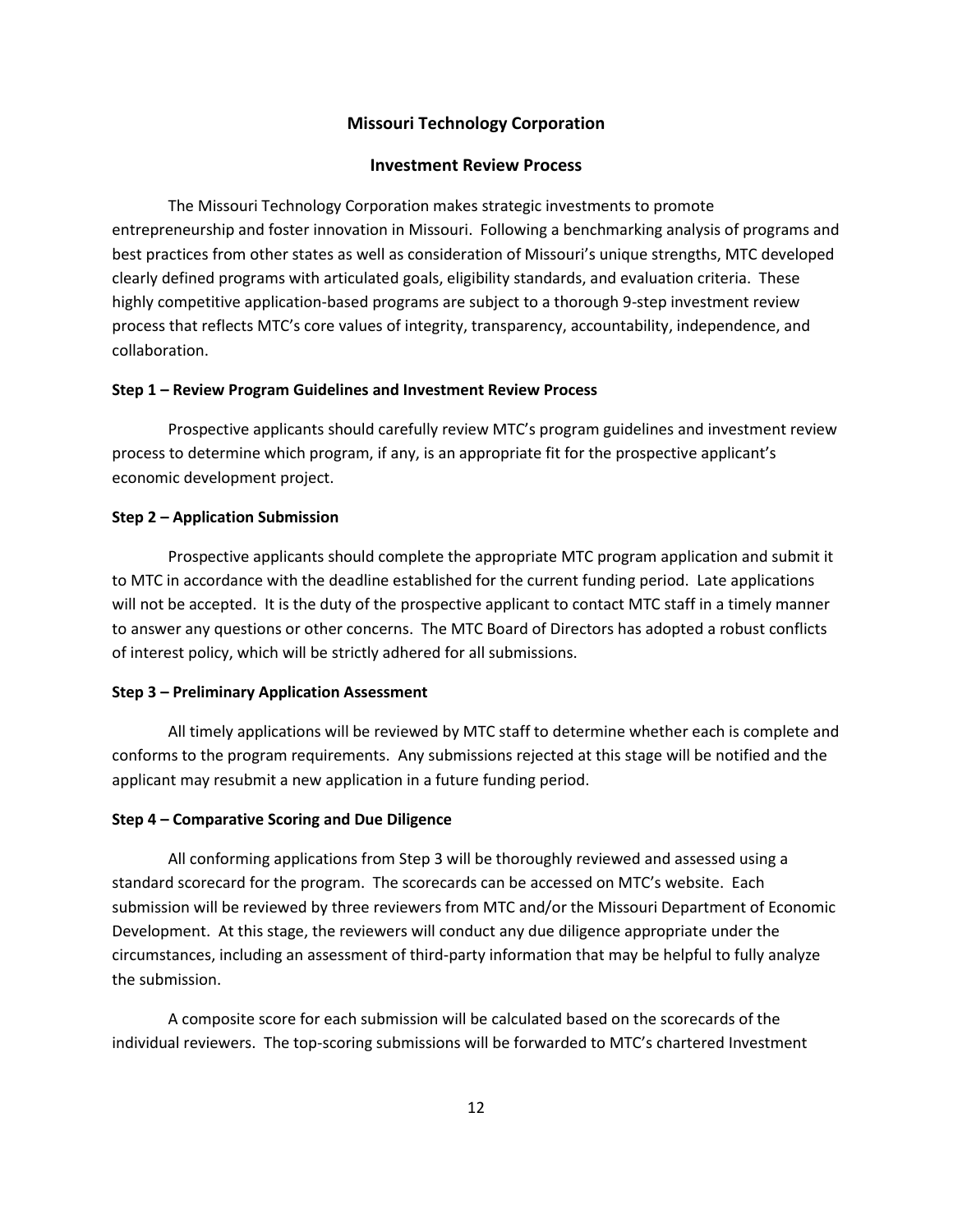## Missouri Technology Corporation

## Investment Review Process

The Missouri Technology Corporation makes strategic investments to promote entrepreneurship and foster innovation in Missouri. Following a benchmarking analysis of programs and best practices from other states as well as consideration of Missouri's unique strengths, MTC developed clearly defined programs with articulated goals, eligibility standards, and evaluation criteria. These highly competitive application-based programs are subject to a thorough 9-step investment review process that reflects MTC's core values of integrity, transparency, accountability, independence, and collaboration.

### Step 1 – Review Program Guidelines and Investment Review Process

Prospective applicants should carefully review MTC's program guidelines and investment review process to determine which program, if any, is an appropriate fit for the prospective applicant's economic development project.

### Step 2 – Application Submission

Prospective applicants should complete the appropriate MTC program application and submit it to MTC in accordance with the deadline established for the current funding period. Late applications will not be accepted. It is the duty of the prospective applicant to contact MTC staff in a timely manner to answer any questions or other concerns. The MTC Board of Directors has adopted a robust conflicts of interest policy, which will be strictly adhered for all submissions.

### Step 3 – Preliminary Application Assessment

All timely applications will be reviewed by MTC staff to determine whether each is complete and conforms to the program requirements. Any submissions rejected at this stage will be notified and the applicant may resubmit a new application in a future funding period.

### Step 4 – Comparative Scoring and Due Diligence

All conforming applications from Step 3 will be thoroughly reviewed and assessed using a standard scorecard for the program. The scorecards can be accessed on MTC's website. Each submission will be reviewed by three reviewers from MTC and/or the Missouri Department of Economic Development. At this stage, the reviewers will conduct any due diligence appropriate under the circumstances, including an assessment of third-party information that may be helpful to fully analyze the submission.

A composite score for each submission will be calculated based on the scorecards of the individual reviewers. The top-scoring submissions will be forwarded to MTC's chartered Investment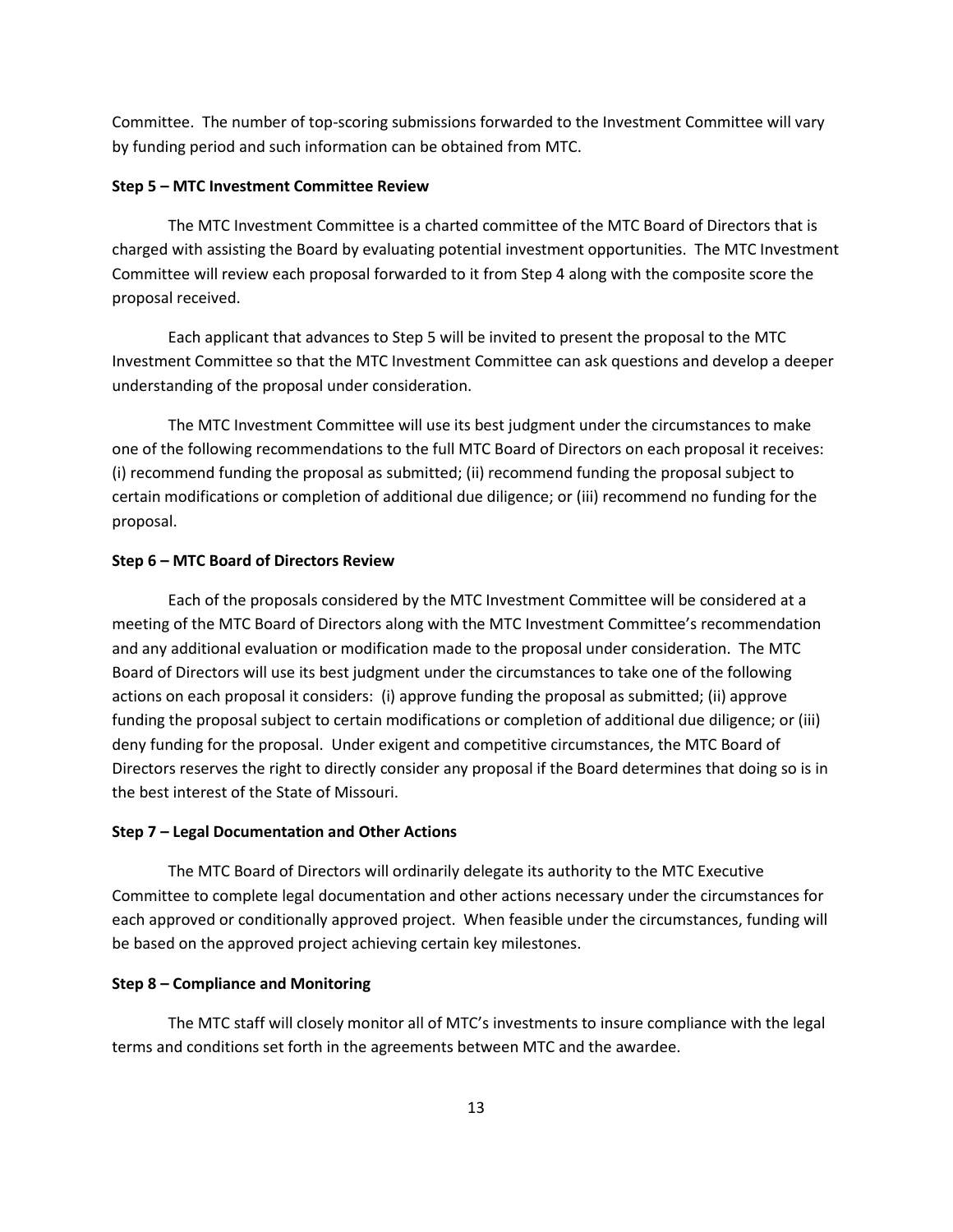Committee. The number of top-scoring submissions forwarded to the Investment Committee will vary by funding period and such information can be obtained from MTC.

**Step 5 – MTC Investment Committee Review**

The MTC Investment Committee is a charted committee of the MTC Board of Directors that is charged with assisting the Board by evaluating potential investment opportunities. The MTC Investment Committee will review each proposal forwarded to it from Step 4 along with the composite score the proposal received.

Each applicant that advances to Step 5 will be invited to present the proposal to the MTC Investment Committee so that the MTC Investment Committee can ask questions and develop a deeper understanding of the proposal under consideration.

The MTC Investment Committee will use its best judgment under the circumstances to make one of the following recommendations to the full MTC Board of Directors on each proposal it receives: (i) recommend funding the proposal as submitted; (ii) recommend funding the proposal subject to certain modifications or completion of additional due diligence; or (iii) recommend no funding for the proposal.

**Step 6 – MTC Board of Directors Review**

Each of the proposals considered by the MTC Investment Committee will be considered at a meeting of the MTC Board of Directors along with the MTC Investment Committee's recommendation and any additional evaluation or modification made to the proposal under consideration. The MTC Board of Directors will use its best judgment under the circumstances to take one of the following actions on each proposal it considers: (i) approve funding the proposal as submitted; (ii) approve funding the proposal subject to certain modifications or completion of additional due diligence; or (iii) deny funding for the proposal. Under exigent and competitive circumstances, the MTC Board of Directors reserves the right to directly consider any proposal if the Board determines that doing so is in the best interest of the State of Missouri.

**Step 7 – Legal Documentation and Other Actions**

The MTC Board of Directors will ordinarily delegate its authority to the MTC Executive Committee to complete legal documentation and other actions necessary under the circumstances for each approved or conditionally approved project. When feasible under the circumstances, funding will be based on the approved project achieving certain key milestones.

**Step 8 – Compliance and Monitoring**

The MTC staff will closely monitor all of MTC's investments to insure compliance with the legal terms and conditions set forth in the agreements between MTC and the awardee.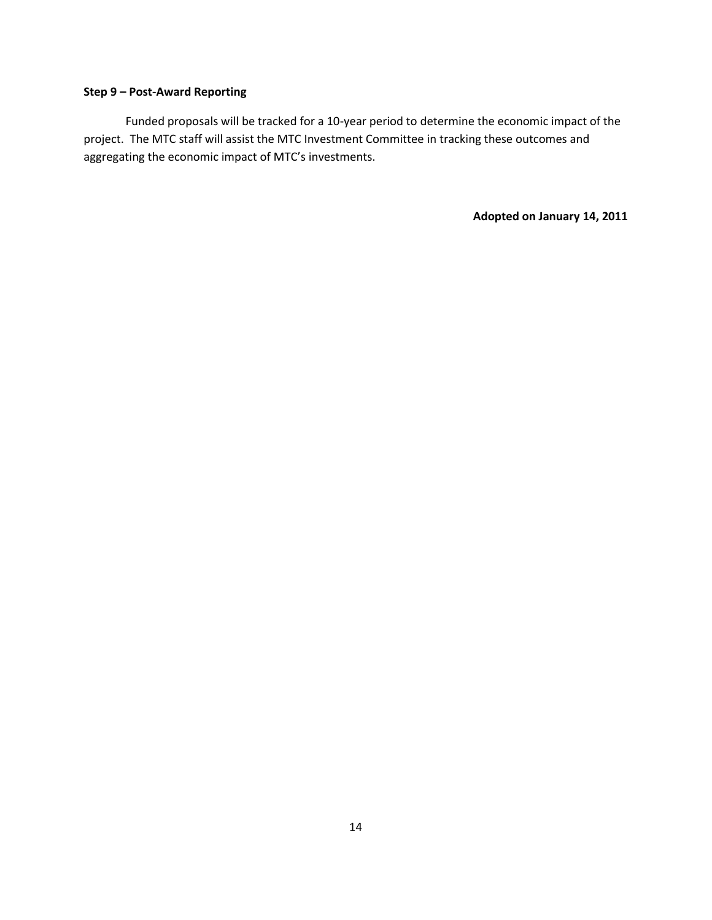**Step 9 – Post-Award Reporting**

Funded proposals will be tracked for a 10-year period to determine the economic impact of the project. The MTC staff will assist the MTC Investment Committee in tracking these outcomes and aggregating the economic impact of MTC's investments.

**Adopted on January 14, 2011**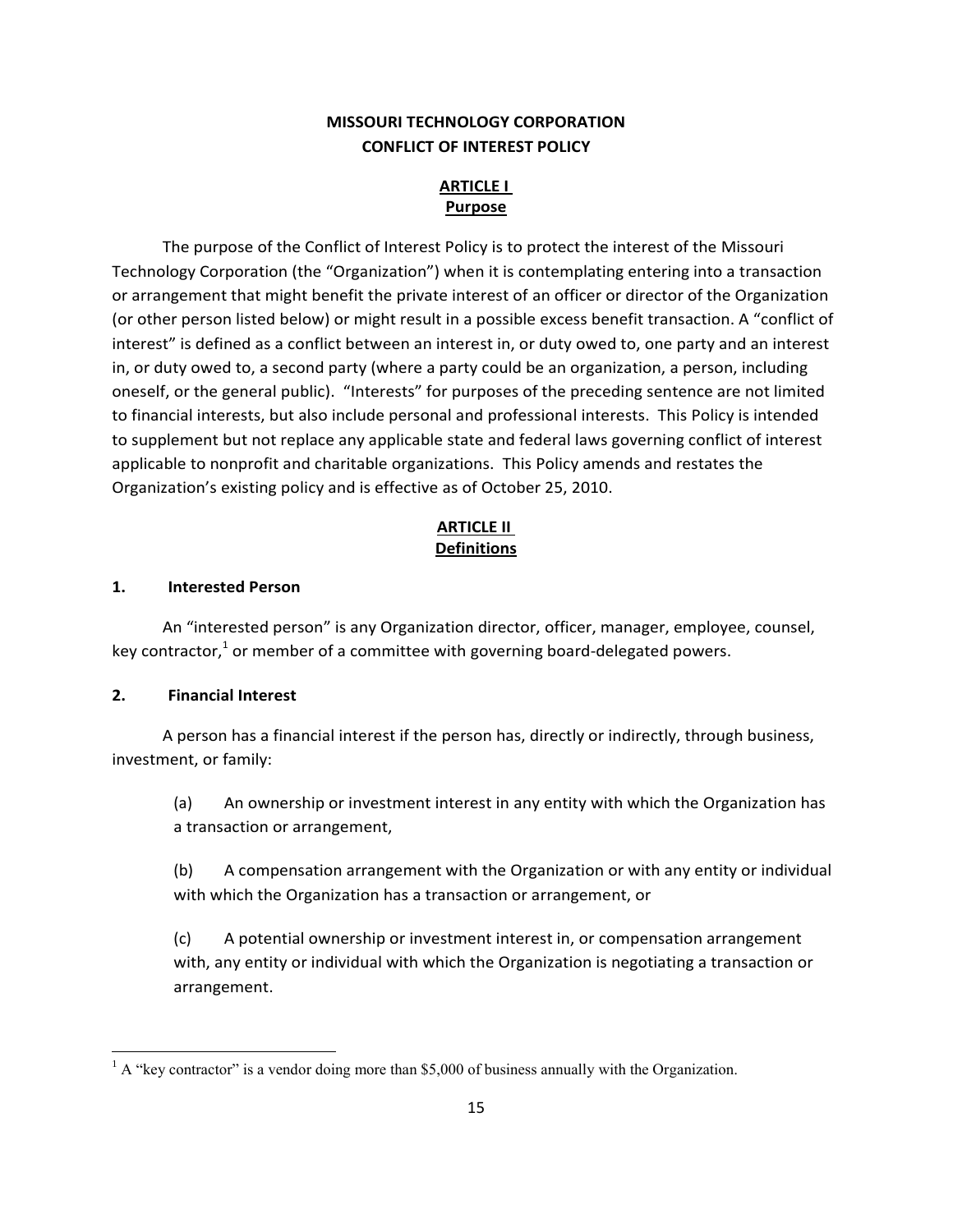# MISSOURI TECHNOLOGY CORPORATION
# CONFLICT OF INTEREST POLICY

## ARTICLE I
## Purpose

The purpose of the Conflict of Interest Policy is to protect the interest of the Missouri Technology Corporation (the "Organization") when it is contemplating entering into a transaction or arrangement that might benefit the private interest of an officer or director of the Organization (or other person listed below) or might result in a possible excess benefit transaction. A "conflict of interest" is defined as a conflict between an interest in, or duty owed to, one party and an interest in, or duty owed to, a second party (where a party could be an organization, a person, including oneself, or the general public). "Interests" for purposes of the preceding sentence are not limited to financial interests, but also include personal and professional interests. This Policy is intended to supplement but not replace any applicable state and federal laws governing conflict of interest applicable to nonprofit and charitable organizations. This Policy amends and restates the Organization's existing policy and is effective as of October 25, 2010.

## ARTICLE II
## Definitions

### 1. Interested Person

An "interested person" is any Organization director, officer, manager, employee, counsel, key contractor,[1] or member of a committee with governing board-delegated powers.

### 2. Financial Interest

A person has a financial interest if the person has, directly or indirectly, through business, investment, or family:

(a) An ownership or investment interest in any entity with which the Organization has a transaction or arrangement,

(b) A compensation arrangement with the Organization or with any entity or individual with which the Organization has a transaction or arrangement, or

(c) A potential ownership or investment interest in, or compensation arrangement with, any entity or individual with which the Organization is negotiating a transaction or arrangement.

---

[1] A "key contractor" is a vendor doing more than $5,000 of business annually with the Organization.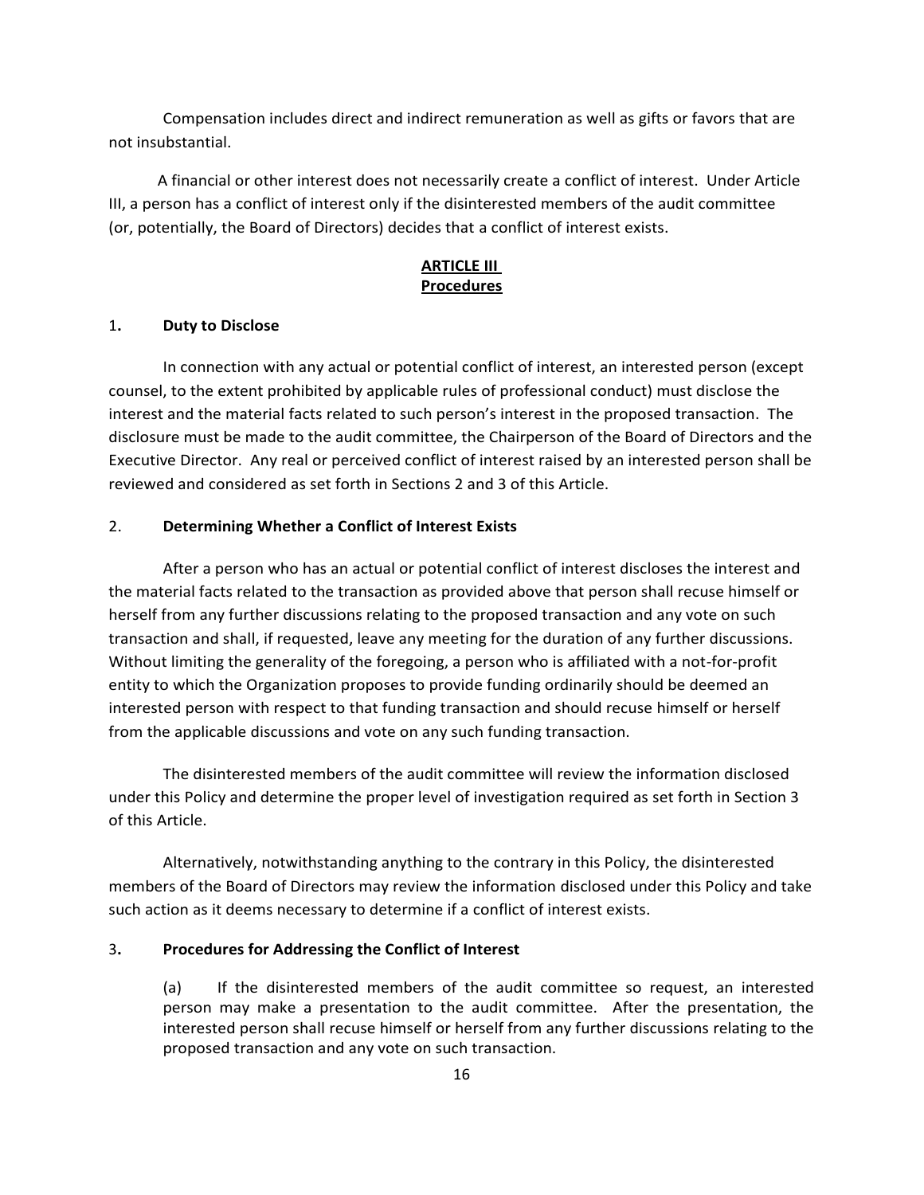Compensation includes direct and indirect remuneration as well as gifts or favors that are not insubstantial.

A financial or other interest does not necessarily create a conflict of interest. Under Article III, a person has a conflict of interest only if the disinterested members of the audit committee (or, potentially, the Board of Directors) decides that a conflict of interest exists.

## ARTICLE III
## Procedures

### 1. Duty to Disclose

In connection with any actual or potential conflict of interest, an interested person (except counsel, to the extent prohibited by applicable rules of professional conduct) must disclose the interest and the material facts related to such person's interest in the proposed transaction. The disclosure must be made to the audit committee, the Chairperson of the Board of Directors and the Executive Director. Any real or perceived conflict of interest raised by an interested person shall be reviewed and considered as set forth in Sections 2 and 3 of this Article.

### 2. Determining Whether a Conflict of Interest Exists

After a person who has an actual or potential conflict of interest discloses the interest and the material facts related to the transaction as provided above that person shall recuse himself or herself from any further discussions relating to the proposed transaction and any vote on such transaction and shall, if requested, leave any meeting for the duration of any further discussions. Without limiting the generality of the foregoing, a person who is affiliated with a not-for-profit entity to which the Organization proposes to provide funding ordinarily should be deemed an interested person with respect to that funding transaction and should recuse himself or herself from the applicable discussions and vote on any such funding transaction.

The disinterested members of the audit committee will review the information disclosed under this Policy and determine the proper level of investigation required as set forth in Section 3 of this Article.

Alternatively, notwithstanding anything to the contrary in this Policy, the disinterested members of the Board of Directors may review the information disclosed under this Policy and take such action as it deems necessary to determine if a conflict of interest exists.

### 3. Procedures for Addressing the Conflict of Interest

(a) If the disinterested members of the audit committee so request, an interested person may make a presentation to the audit committee. After the presentation, the interested person shall recuse himself or herself from any further discussions relating to the proposed transaction and any vote on such transaction.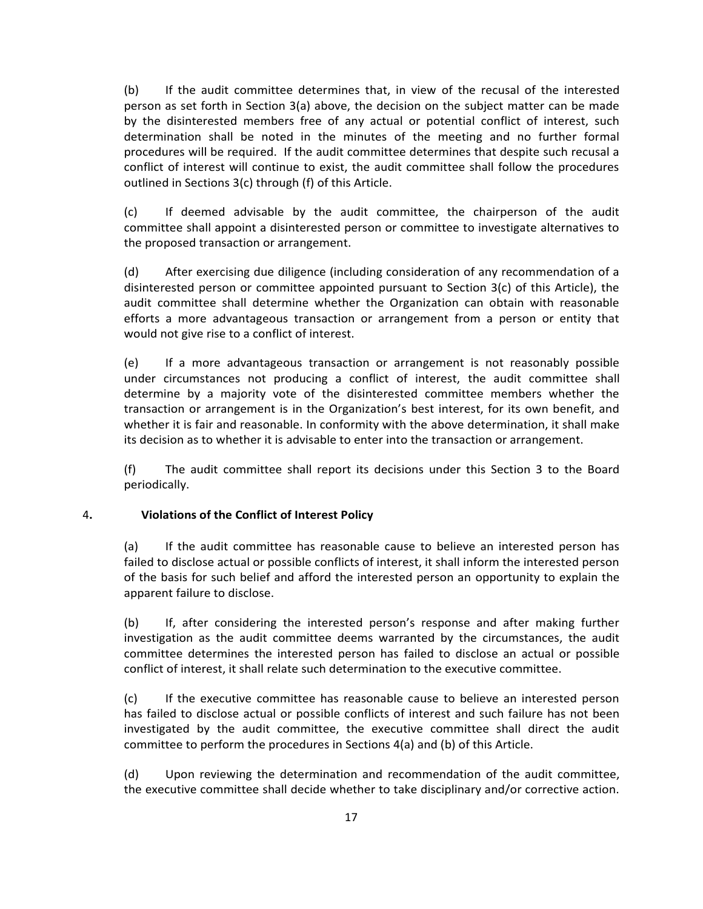(b) If the audit committee determines that, in view of the recusal of the interested person as set forth in Section 3(a) above, the decision on the subject matter can be made by the disinterested members free of any actual or potential conflict of interest, such determination shall be noted in the minutes of the meeting and no further formal procedures will be required. If the audit committee determines that despite such recusal a conflict of interest will continue to exist, the audit committee shall follow the procedures outlined in Sections 3(c) through (f) of this Article.

(c) If deemed advisable by the audit committee, the chairperson of the audit committee shall appoint a disinterested person or committee to investigate alternatives to the proposed transaction or arrangement.

(d) After exercising due diligence (including consideration of any recommendation of a disinterested person or committee appointed pursuant to Section 3(c) of this Article), the audit committee shall determine whether the Organization can obtain with reasonable efforts a more advantageous transaction or arrangement from a person or entity that would not give rise to a conflict of interest.

(e) If a more advantageous transaction or arrangement is not reasonably possible under circumstances not producing a conflict of interest, the audit committee shall determine by a majority vote of the disinterested committee members whether the transaction or arrangement is in the Organization's best interest, for its own benefit, and whether it is fair and reasonable. In conformity with the above determination, it shall make its decision as to whether it is advisable to enter into the transaction or arrangement.

(f) The audit committee shall report its decisions under this Section 3 to the Board periodically.

4. **Violations of the Conflict of Interest Policy**

(a) If the audit committee has reasonable cause to believe an interested person has failed to disclose actual or possible conflicts of interest, it shall inform the interested person of the basis for such belief and afford the interested person an opportunity to explain the apparent failure to disclose.

(b) If, after considering the interested person's response and after making further investigation as the audit committee deems warranted by the circumstances, the audit committee determines the interested person has failed to disclose an actual or possible conflict of interest, it shall relate such determination to the executive committee.

(c) If the executive committee has reasonable cause to believe an interested person has failed to disclose actual or possible conflicts of interest and such failure has not been investigated by the audit committee, the executive committee shall direct the audit committee to perform the procedures in Sections 4(a) and (b) of this Article.

(d) Upon reviewing the determination and recommendation of the audit committee, the executive committee shall decide whether to take disciplinary and/or corrective action.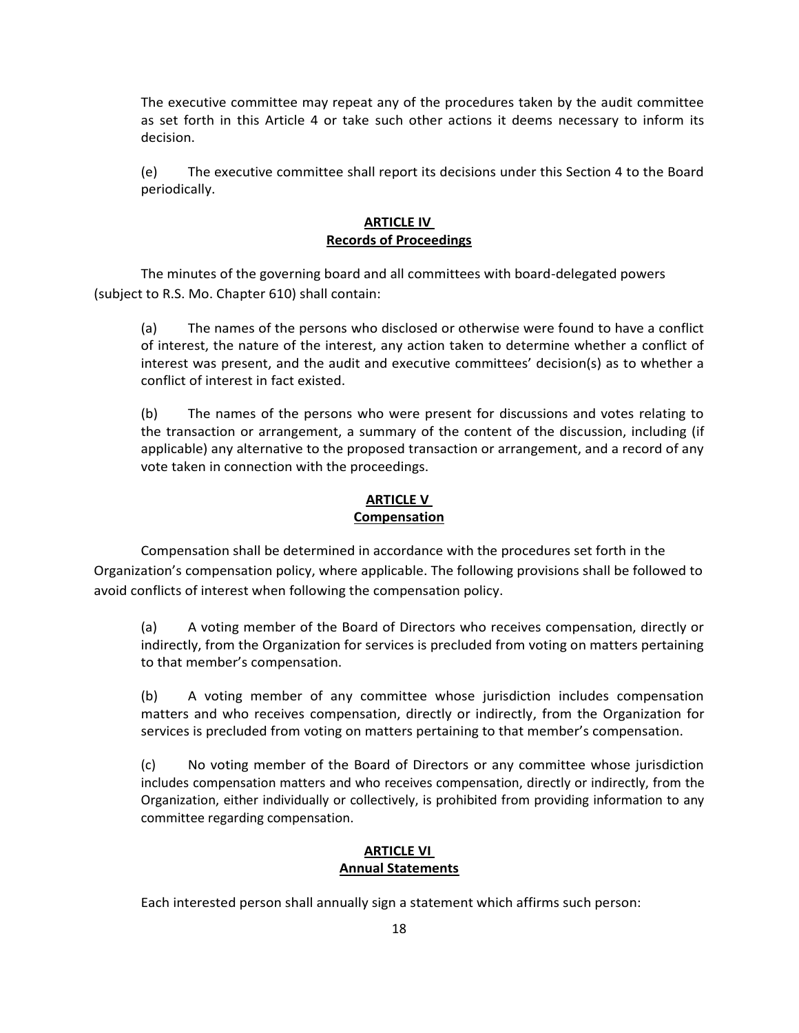The executive committee may repeat any of the procedures taken by the audit committee as set forth in this Article 4 or take such other actions it deems necessary to inform its decision.

(e) The executive committee shall report its decisions under this Section 4 to the Board periodically.

## ARTICLE IV
## Records of Proceedings

The minutes of the governing board and all committees with board-delegated powers (subject to R.S. Mo. Chapter 610) shall contain:

(a) The names of the persons who disclosed or otherwise were found to have a conflict of interest, the nature of the interest, any action taken to determine whether a conflict of interest was present, and the audit and executive committees' decision(s) as to whether a conflict of interest in fact existed.

(b) The names of the persons who were present for discussions and votes relating to the transaction or arrangement, a summary of the content of the discussion, including (if applicable) any alternative to the proposed transaction or arrangement, and a record of any vote taken in connection with the proceedings.

## ARTICLE V
## Compensation

Compensation shall be determined in accordance with the procedures set forth in the Organization's compensation policy, where applicable. The following provisions shall be followed to avoid conflicts of interest when following the compensation policy.

(a) A voting member of the Board of Directors who receives compensation, directly or indirectly, from the Organization for services is precluded from voting on matters pertaining to that member's compensation.

(b) A voting member of any committee whose jurisdiction includes compensation matters and who receives compensation, directly or indirectly, from the Organization for services is precluded from voting on matters pertaining to that member's compensation.

(c) No voting member of the Board of Directors or any committee whose jurisdiction includes compensation matters and who receives compensation, directly or indirectly, from the Organization, either individually or collectively, is prohibited from providing information to any committee regarding compensation.

## ARTICLE VI
## Annual Statements

Each interested person shall annually sign a statement which affirms such person: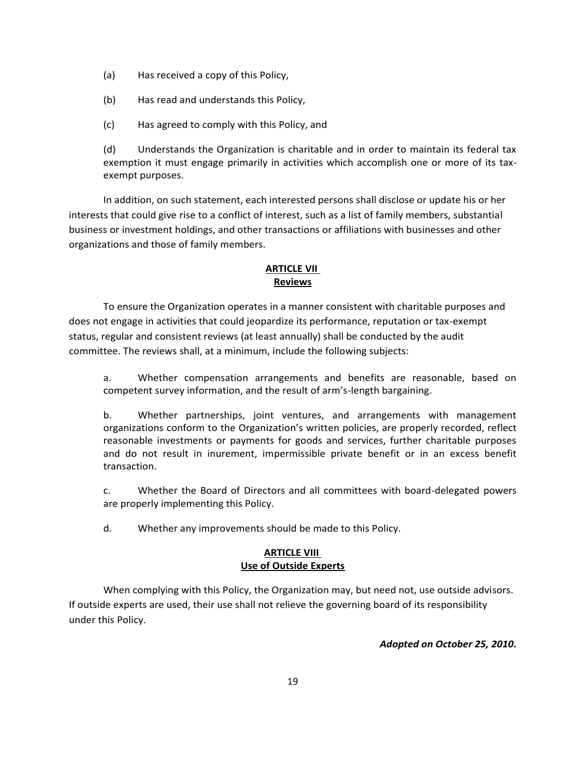(a) Has received a copy of this Policy,

(b) Has read and understands this Policy,

(c) Has agreed to comply with this Policy, and

(d) Understands the Organization is charitable and in order to maintain its federal tax exemption it must engage primarily in activities which accomplish one or more of its tax-exempt purposes.

In addition, on such statement, each interested persons shall disclose or update his or her interests that could give rise to a conflict of interest, such as a list of family members, substantial business or investment holdings, and other transactions or affiliations with businesses and other organizations and those of family members.

## ARTICLE VII
## Reviews

To ensure the Organization operates in a manner consistent with charitable purposes and does not engage in activities that could jeopardize its performance, reputation or tax-exempt status, regular and consistent reviews (at least annually) shall be conducted by the audit committee. The reviews shall, at a minimum, include the following subjects:

a. Whether compensation arrangements and benefits are reasonable, based on competent survey information, and the result of arm's-length bargaining.

b. Whether partnerships, joint ventures, and arrangements with management organizations conform to the Organization's written policies, are properly recorded, reflect reasonable investments or payments for goods and services, further charitable purposes and do not result in inurement, impermissible private benefit or in an excess benefit transaction.

c. Whether the Board of Directors and all committees with board-delegated powers are properly implementing this Policy.

d. Whether any improvements should be made to this Policy.

## ARTICLE VIII
## Use of Outside Experts

When complying with this Policy, the Organization may, but need not, use outside advisors. If outside experts are used, their use shall not relieve the governing board of its responsibility under this Policy.

***Adopted on October 25, 2010.***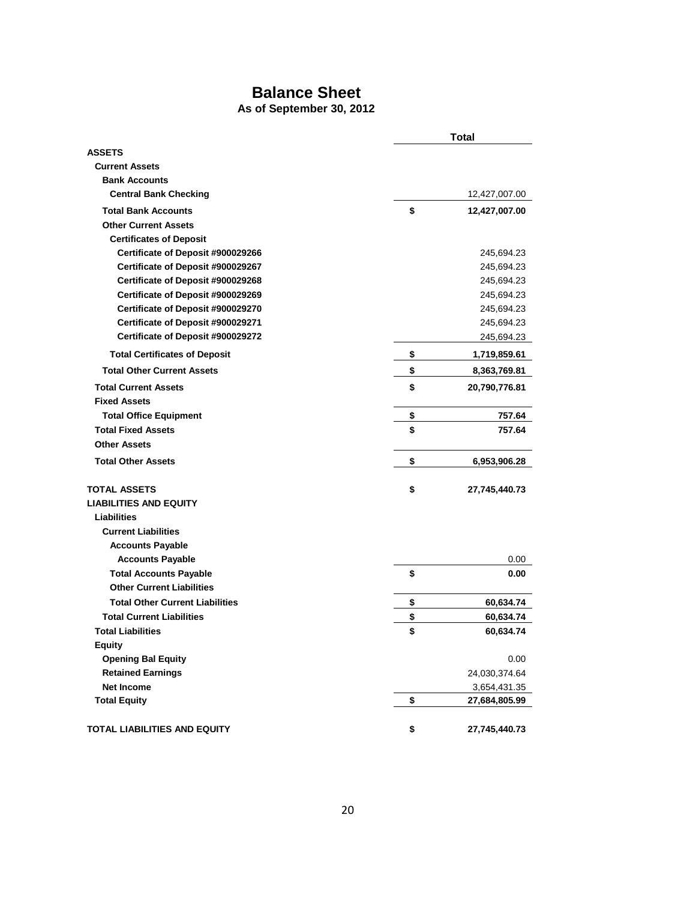# Balance Sheet

**As of September 30, 2012**

| | | Total |
|---|---|---|
| **ASSETS** | | |
| **Current Assets** | | |
| **Bank Accounts** | | |
| **Central Bank Checking** | | 12,427,007.00 |
| **Total Bank Accounts** | **$** | **12,427,007.00** |
| **Other Current Assets** | | |
| **Certificates of Deposit** | | |
| **Certificate of Deposit #900029266** | | 245,694.23 |
| **Certificate of Deposit #900029267** | | 245,694.23 |
| **Certificate of Deposit #900029268** | | 245,694.23 |
| **Certificate of Deposit #900029269** | | 245,694.23 |
| **Certificate of Deposit #900029270** | | 245,694.23 |
| **Certificate of Deposit #900029271** | | 245,694.23 |
| **Certificate of Deposit #900029272** | | 245,694.23 |
| **Total Certificates of Deposit** | **$** | **1,719,859.61** |
| **Total Other Current Assets** | **$** | **8,363,769.81** |
| **Total Current Assets** | **$** | **20,790,776.81** |
| **Fixed Assets** | | |
| **Total Office Equipment** | **$** | **757.64** |
| **Total Fixed Assets** | **$** | **757.64** |
| **Other Assets** | | |
| **Total Other Assets** | **$** | **6,953,906.28** |
| **TOTAL ASSETS** | **$** | **27,745,440.73** |
| **LIABILITIES AND EQUITY** | | |
| **Liabilities** | | |
| **Current Liabilities** | | |
| **Accounts Payable** | | |
| **Accounts Payable** | | 0.00 |
| **Total Accounts Payable** | **$** | **0.00** |
| **Other Current Liabilities** | | |
| **Total Other Current Liabilities** | **$** | **60,634.74** |
| **Total Current Liabilities** | **$** | **60,634.74** |
| **Total Liabilities** | **$** | **60,634.74** |
| **Equity** | | |
| **Opening Bal Equity** | | 0.00 |
| **Retained Earnings** | | 24,030,374.64 |
| **Net Income** | | 3,654,431.35 |
| **Total Equity** | **$** | **27,684,805.99** |
| **TOTAL LIABILITIES AND EQUITY** | **$** | **27,745,440.73** |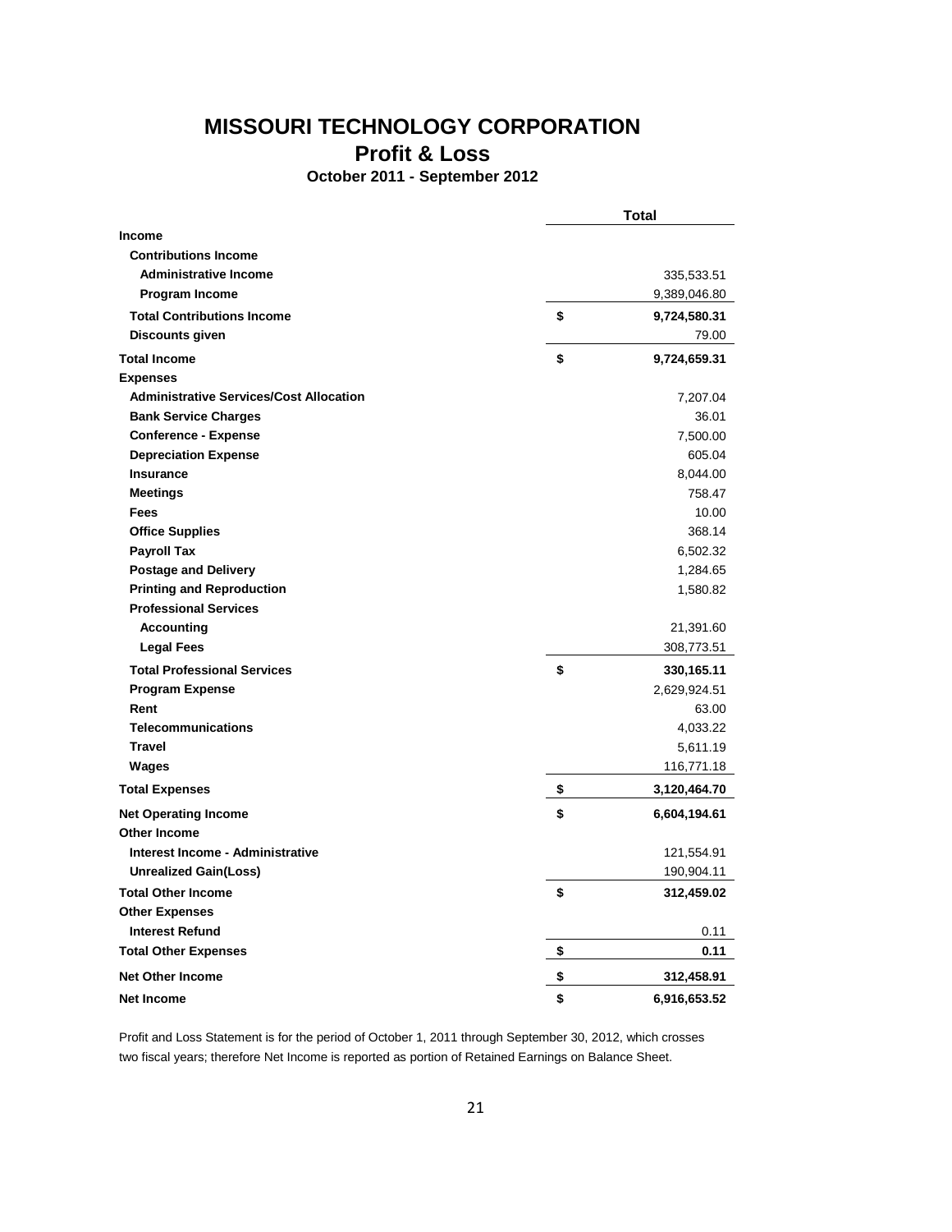# MISSOURI TECHNOLOGY CORPORATION

## Profit & Loss

**October 2011 - September 2012**

| | | Total |
|---|---|---|
| **Income** | | |
| **Contributions Income** | | |
| **Administrative Income** | | 335,533.51 |
| **Program Income** | | 9,389,046.80 |
| **Total Contributions Income** | $ | **9,724,580.31** |
| **Discounts given** | | 79.00 |
| **Total Income** | $ | **9,724,659.31** |
| **Expenses** | | |
| **Administrative Services/Cost Allocation** | | 7,207.04 |
| **Bank Service Charges** | | 36.01 |
| **Conference - Expense** | | 7,500.00 |
| **Depreciation Expense** | | 605.04 |
| **Insurance** | | 8,044.00 |
| **Meetings** | | 758.47 |
| **Fees** | | 10.00 |
| **Office Supplies** | | 368.14 |
| **Payroll Tax** | | 6,502.32 |
| **Postage and Delivery** | | 1,284.65 |
| **Printing and Reproduction** | | 1,580.82 |
| **Professional Services** | | |
| **Accounting** | | 21,391.60 |
| **Legal Fees** | | 308,773.51 |
| **Total Professional Services** | $ | **330,165.11** |
| **Program Expense** | | 2,629,924.51 |
| **Rent** | | 63.00 |
| **Telecommunications** | | 4,033.22 |
| **Travel** | | 5,611.19 |
| **Wages** | | 116,771.18 |
| **Total Expenses** | $ | **3,120,464.70** |
| **Net Operating Income** | $ | **6,604,194.61** |
| **Other Income** | | |
| **Interest Income - Administrative** | | 121,554.91 |
| **Unrealized Gain(Loss)** | | 190,904.11 |
| **Total Other Income** | $ | **312,459.02** |
| **Other Expenses** | | |
| **Interest Refund** | | 0.11 |
| **Total Other Expenses** | $ | **0.11** |
| **Net Other Income** | $ | **312,458.91** |
| **Net Income** | $ | **6,916,653.52** |

Profit and Loss Statement is for the period of October 1, 2011 through September 30, 2012, which crosses two fiscal years; therefore Net Income is reported as portion of Retained Earnings on Balance Sheet.